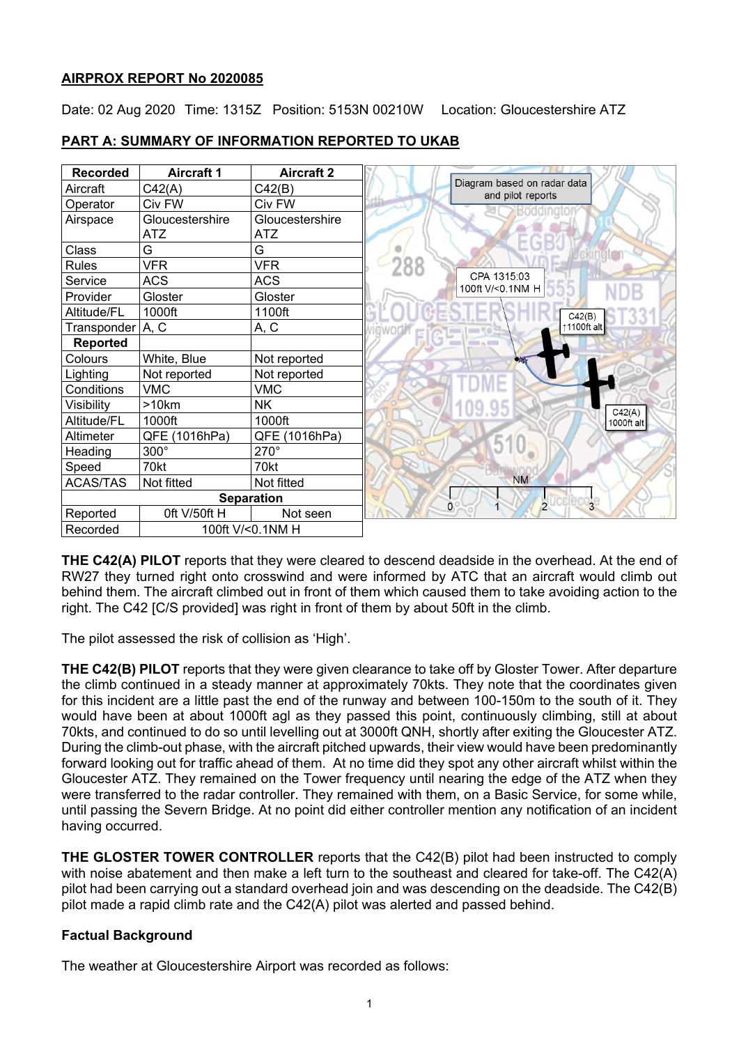# AIRPROX REPORT No 2020085

Date: 02 Aug 2020 Time: 1315Z Position: 5153N 00210W Location: Gloucestershire ATZ

## PART A: SUMMARY OF INFORMATION REPORTED TO UKAB

| Recorded | Aircraft 1 | Aircraft 2 |
|---|---|---|
| Aircraft | C42(A) | C42(B) |
| Operator | Civ FW | Civ FW |
| Airspace | Gloucestershire ATZ | Gloucestershire ATZ |
| Class | G | G |
| Rules | VFR | VFR |
| Service | ACS | ACS |
| Provider | Gloster | Gloster |
| Altitude/FL | 1000ft | 1100ft |
| Transponder | A, C | A, C |
| **Reported** | | |
| Colours | White, Blue | Not reported |
| Lighting | Not reported | Not reported |
| Conditions | VMC | VMC |
| Visibility | >10km | NK |
| Altitude/FL | 1000ft | 1000ft |
| Altimeter | QFE (1016hPa) | QFE (1016hPa) |
| Heading | 300° | 270° |
| Speed | 70kt | 70kt |
| ACAS/TAS | Not fitted | Not fitted |
| **Separation** | | |
| Reported | 0ft V/50ft H | Not seen |
| Recorded | 100ft V/<0.1NM H | |

Diagram based on radar data and pilot reports

CPA 1315:03 100ft V/<0.1NM H

C42(B) ↑1100ft alt

C42(A) 1000ft alt

**THE C42(A) PILOT** reports that they were cleared to descend deadside in the overhead. At the end of RW27 they turned right onto crosswind and were informed by ATC that an aircraft would climb out behind them. The aircraft climbed out in front of them which caused them to take avoiding action to the right. The C42 [C/S provided] was right in front of them by about 50ft in the climb.

The pilot assessed the risk of collision as 'High'.

**THE C42(B) PILOT** reports that they were given clearance to take off by Gloster Tower. After departure the climb continued in a steady manner at approximately 70kts. They note that the coordinates given for this incident are a little past the end of the runway and between 100-150m to the south of it. They would have been at about 1000ft agl as they passed this point, continuously climbing, still at about 70kts, and continued to do so until levelling out at 3000ft QNH, shortly after exiting the Gloucester ATZ. During the climb-out phase, with the aircraft pitched upwards, their view would have been predominantly forward looking out for traffic ahead of them. At no time did they spot any other aircraft whilst within the Gloucester ATZ. They remained on the Tower frequency until nearing the edge of the ATZ when they were transferred to the radar controller. They remained with them, on a Basic Service, for some while, until passing the Severn Bridge. At no point did either controller mention any notification of an incident having occurred.

**THE GLOSTER TOWER CONTROLLER** reports that the C42(B) pilot had been instructed to comply with noise abatement and then make a left turn to the southeast and cleared for take-off. The C42(A) pilot had been carrying out a standard overhead join and was descending on the deadside. The C42(B) pilot made a rapid climb rate and the C42(A) pilot was alerted and passed behind.

### Factual Background

The weather at Gloucestershire Airport was recorded as follows: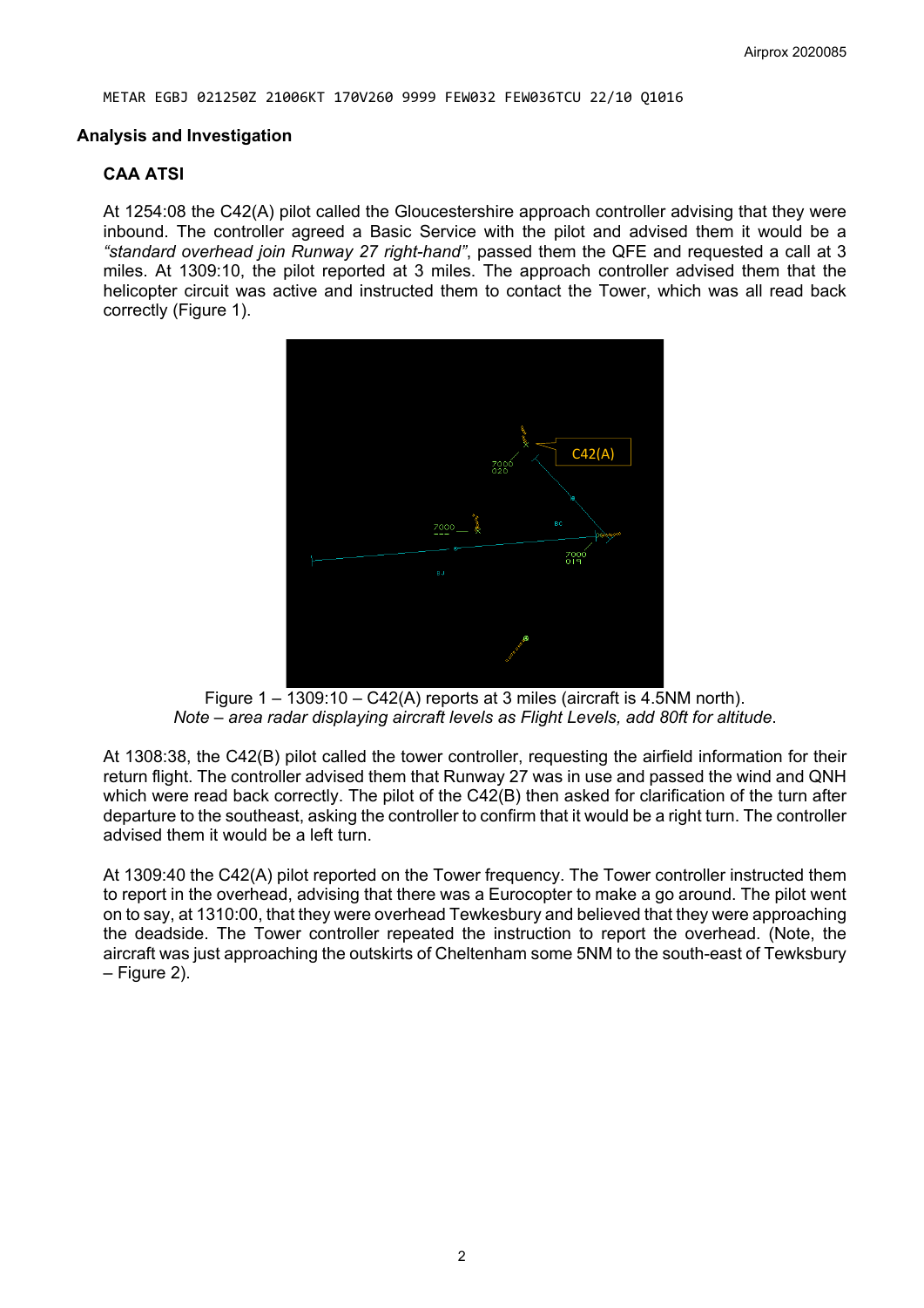```
METAR EGBJ 021250Z 21006KT 170V260 9999 FEW032 FEW036TCU 22/10 Q1016
```

## Analysis and Investigation

### CAA ATSI

At 1254:08 the C42(A) pilot called the Gloucestershire approach controller advising that they were inbound. The controller agreed a Basic Service with the pilot and advised them it would be a *"standard overhead join Runway 27 right-hand"*, passed them the QFE and requested a call at 3 miles. At 1309:10, the pilot reported at 3 miles. The approach controller advised them that the helicopter circuit was active and instructed them to contact the Tower, which was all read back correctly (Figure 1).

Figure 1 – 1309:10 – C42(A) reports at 3 miles (aircraft is 4.5NM north).
*Note – area radar displaying aircraft levels as Flight Levels, add 80ft for altitude.*

At 1308:38, the C42(B) pilot called the tower controller, requesting the airfield information for their return flight. The controller advised them that Runway 27 was in use and passed the wind and QNH which were read back correctly. The pilot of the C42(B) then asked for clarification of the turn after departure to the southeast, asking the controller to confirm that it would be a right turn. The controller advised them it would be a left turn.

At 1309:40 the C42(A) pilot reported on the Tower frequency. The Tower controller instructed them to report in the overhead, advising that there was a Eurocopter to make a go around. The pilot went on to say, at 1310:00, that they were overhead Tewkesbury and believed that they were approaching the deadside. The Tower controller repeated the instruction to report the overhead. (Note, the aircraft was just approaching the outskirts of Cheltenham some 5NM to the south-east of Tewkesbury – Figure 2).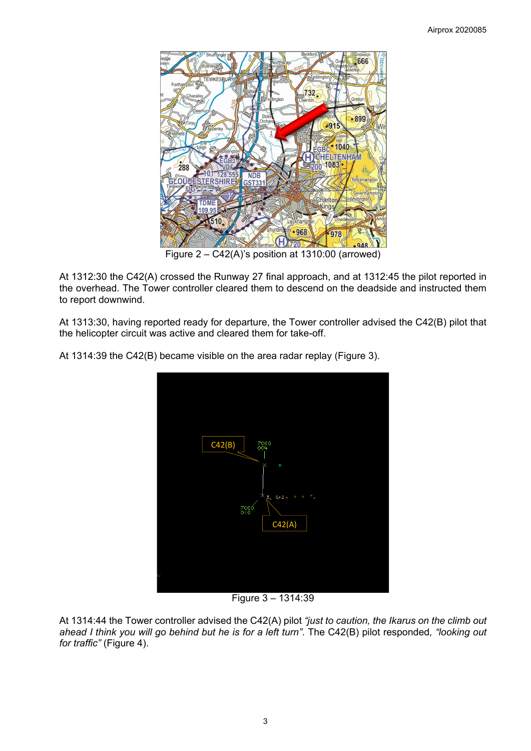Figure 2 – C42(A)'s position at 1310:00 (arrowed)

At 1312:30 the C42(A) crossed the Runway 27 final approach, and at 1312:45 the pilot reported in the overhead. The Tower controller cleared them to descend on the deadside and instructed them to report downwind.

At 1313:30, having reported ready for departure, the Tower controller advised the C42(B) pilot that the helicopter circuit was active and cleared them for take-off.

At 1314:39 the C42(B) became visible on the area radar replay (Figure 3).

Figure 3 – 1314:39

At 1314:44 the Tower controller advised the C42(A) pilot *"just to caution, the Ikarus on the climb out ahead I think you will go behind but he is for a left turn"*. The C42(B) pilot responded, *"looking out for traffic"* (Figure 4).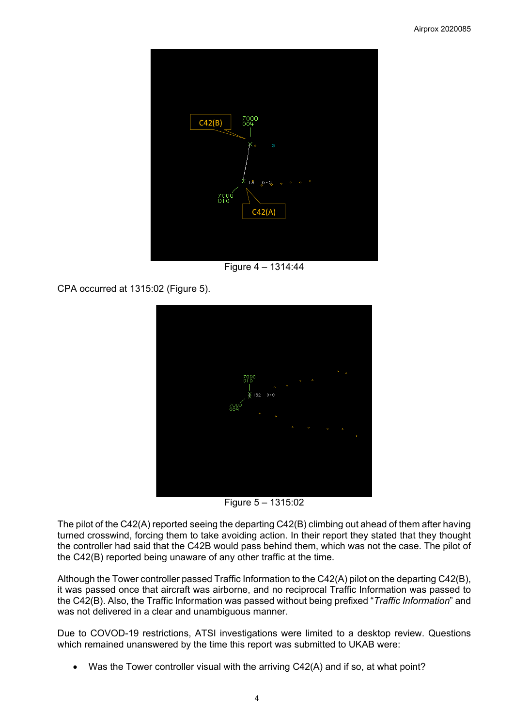Figure 4 – 1314:44

CPA occurred at 1315:02 (Figure 5).

Figure 5 – 1315:02

The pilot of the C42(A) reported seeing the departing C42(B) climbing out ahead of them after having turned crosswind, forcing them to take avoiding action. In their report they stated that they thought the controller had said that the C42B would pass behind them, which was not the case. The pilot of the C42(B) reported being unaware of any other traffic at the time.

Although the Tower controller passed Traffic Information to the C42(A) pilot on the departing C42(B), it was passed once that aircraft was airborne, and no reciprocal Traffic Information was passed to the C42(B). Also, the Traffic Information was passed without being prefixed "*Traffic Information*" and was not delivered in a clear and unambiguous manner.

Due to COVOD-19 restrictions, ATSI investigations were limited to a desktop review. Questions which remained unanswered by the time this report was submitted to UKAB were:

- Was the Tower controller visual with the arriving C42(A) and if so, at what point?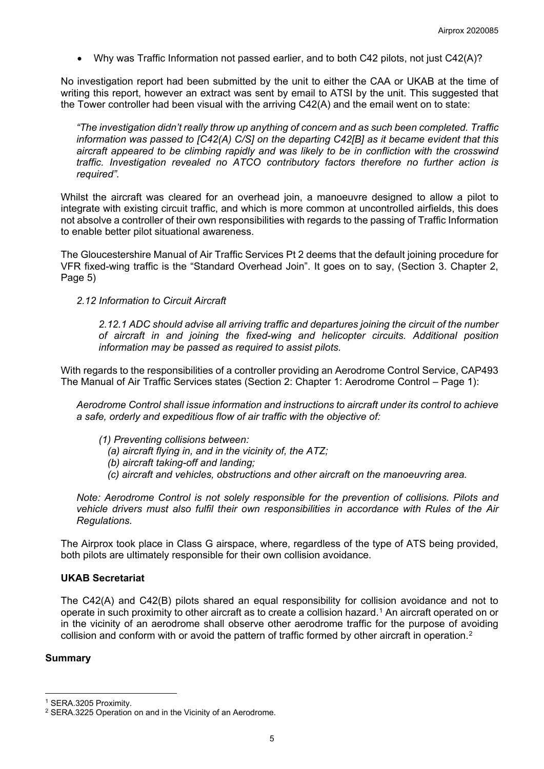- Why was Traffic Information not passed earlier, and to both C42 pilots, not just C42(A)?

No investigation report had been submitted by the unit to either the CAA or UKAB at the time of writing this report, however an extract was sent by email to ATSI by the unit. This suggested that the Tower controller had been visual with the arriving C42(A) and the email went on to state:

> *"The investigation didn't really throw up anything of concern and as such been completed. Traffic information was passed to [C42(A) C/S] on the departing C42[B] as it became evident that this aircraft appeared to be climbing rapidly and was likely to be in confliction with the crosswind traffic. Investigation revealed no ATCO contributory factors therefore no further action is required".*

Whilst the aircraft was cleared for an overhead join, a manoeuvre designed to allow a pilot to integrate with existing circuit traffic, and which is more common at uncontrolled airfields, this does not absolve a controller of their own responsibilities with regards to the passing of Traffic Information to enable better pilot situational awareness.

The Gloucestershire Manual of Air Traffic Services Pt 2 deems that the default joining procedure for VFR fixed-wing traffic is the "Standard Overhead Join". It goes on to say, (Section 3. Chapter 2, Page 5)

> *2.12 Information to Circuit Aircraft*
>
> > *2.12.1 ADC should advise all arriving traffic and departures joining the circuit of the number of aircraft in and joining the fixed-wing and helicopter circuits. Additional position information may be passed as required to assist pilots.*

With regards to the responsibilities of a controller providing an Aerodrome Control Service, CAP493 The Manual of Air Traffic Services states (Section 2: Chapter 1: Aerodrome Control – Page 1):

> *Aerodrome Control shall issue information and instructions to aircraft under its control to achieve a safe, orderly and expeditious flow of air traffic with the objective of:*
>
> *(1) Preventing collisions between:*
> *(a) aircraft flying in, and in the vicinity of, the ATZ;*
> *(b) aircraft taking-off and landing;*
> *(c) aircraft and vehicles, obstructions and other aircraft on the manoeuvring area.*
>
> *Note: Aerodrome Control is not solely responsible for the prevention of collisions. Pilots and vehicle drivers must also fulfil their own responsibilities in accordance with Rules of the Air Regulations.*

The Airprox took place in Class G airspace, where, regardless of the type of ATS being provided, both pilots are ultimately responsible for their own collision avoidance.

### UKAB Secretariat

The C42(A) and C42(B) pilots shared an equal responsibility for collision avoidance and not to operate in such proximity to other aircraft as to create a collision hazard.[1] An aircraft operated on or in the vicinity of an aerodrome shall observe other aerodrome traffic for the purpose of avoiding collision and conform with or avoid the pattern of traffic formed by other aircraft in operation.[2]

### Summary

---

[1] SERA.3205 Proximity.

[2] SERA.3225 Operation on and in the Vicinity of an Aerodrome.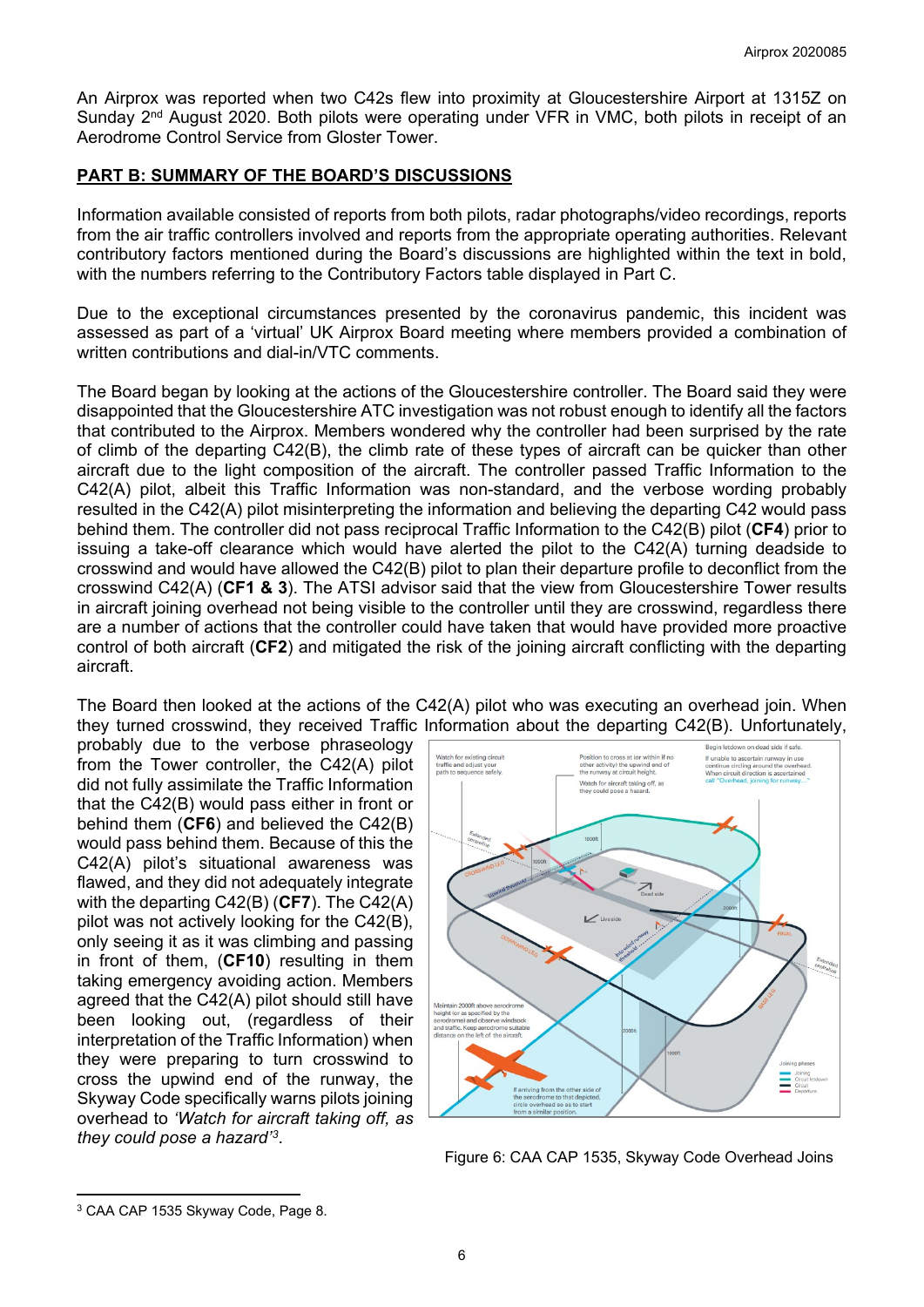An Airprox was reported when two C42s flew into proximity at Gloucestershire Airport at 1315Z on Sunday 2nd August 2020. Both pilots were operating under VFR in VMC, both pilots in receipt of an Aerodrome Control Service from Gloster Tower.

## PART B: SUMMARY OF THE BOARD'S DISCUSSIONS

Information available consisted of reports from both pilots, radar photographs/video recordings, reports from the air traffic controllers involved and reports from the appropriate operating authorities. Relevant contributory factors mentioned during the Board's discussions are highlighted within the text in bold, with the numbers referring to the Contributory Factors table displayed in Part C.

Due to the exceptional circumstances presented by the coronavirus pandemic, this incident was assessed as part of a 'virtual' UK Airprox Board meeting where members provided a combination of written contributions and dial-in/VTC comments.

The Board began by looking at the actions of the Gloucestershire controller. The Board said they were disappointed that the Gloucestershire ATC investigation was not robust enough to identify all the factors that contributed to the Airprox. Members wondered why the controller had been surprised by the rate of climb of the departing C42(B), the climb rate of these types of aircraft can be quicker than other aircraft due to the light composition of the aircraft. The controller passed Traffic Information to the C42(A) pilot, albeit this Traffic Information was non-standard, and the verbose wording probably resulted in the C42(A) pilot misinterpreting the information and believing the departing C42 would pass behind them. The controller did not pass reciprocal Traffic Information to the C42(B) pilot (**CF4**) prior to issuing a take-off clearance which would have alerted the pilot to the C42(A) turning deadside to crosswind and would have allowed the C42(B) pilot to plan their departure profile to deconflict from the crosswind C42(A) (**CF1 & 3**). The ATSI advisor said that the view from Gloucestershire Tower results in aircraft joining overhead not being visible to the controller until they are crosswind, regardless there are a number of actions that the controller could have taken that would have provided more proactive control of both aircraft (**CF2**) and mitigated the risk of the joining aircraft conflicting with the departing aircraft.

The Board then looked at the actions of the C42(A) pilot who was executing an overhead join. When they turned crosswind, they received Traffic Information about the departing C42(B). Unfortunately, probably due to the verbose phraseology from the Tower controller, the C42(A) pilot did not fully assimilate the Traffic Information that the C42(B) would pass either in front or behind them (**CF6**) and believed the C42(B) would pass behind them. Because of this the C42(A) pilot's situational awareness was flawed, and they did not adequately integrate with the departing C42(B) (**CF7**). The C42(A) pilot was not actively looking for the C42(B), only seeing it as it was climbing and passing in front of them, (**CF10**) resulting in them taking emergency avoiding action. Members agreed that the C42(A) pilot should still have been looking out, (regardless of their interpretation of the Traffic Information) when they were preparing to turn crosswind to cross the upwind end of the runway, the Skyway Code specifically warns pilots joining overhead to *'Watch for aircraft taking off, as they could pose a hazard'*[3].

Figure 6: CAA CAP 1535, Skyway Code Overhead Joins

[3] CAA CAP 1535 Skyway Code, Page 8.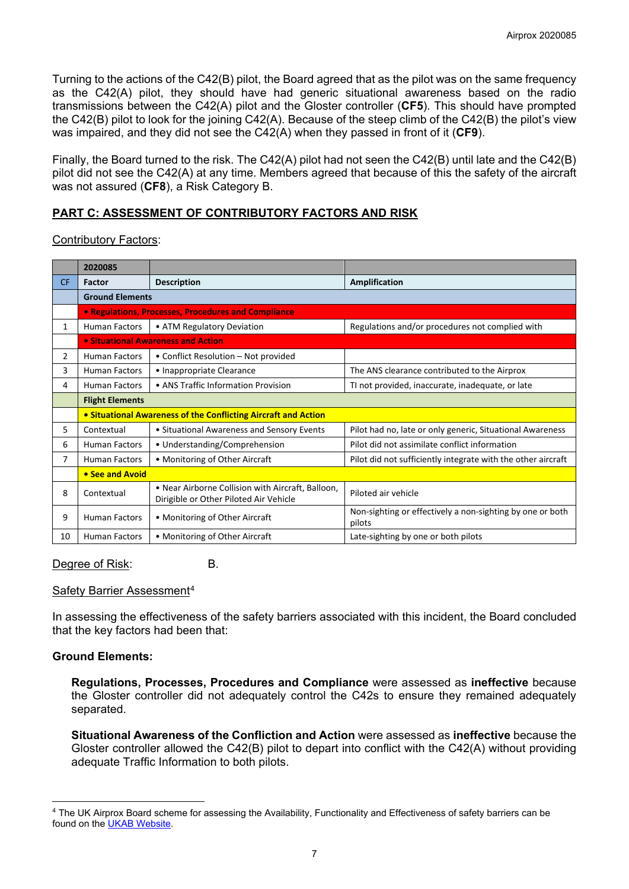Turning to the actions of the C42(B) pilot, the Board agreed that as the pilot was on the same frequency as the C42(A) pilot, they should have had generic situational awareness based on the radio transmissions between the C42(A) pilot and the Gloster controller (**CF5**). This should have prompted the C42(B) pilot to look for the joining C42(A). Because of the steep climb of the C42(B) the pilot's view was impaired, and they did not see the C42(A) when they passed in front of it (**CF9**).

Finally, the Board turned to the risk. The C42(A) pilot had not seen the C42(B) until late and the C42(B) pilot did not see the C42(A) at any time. Members agreed that because of this the safety of the aircraft was not assured (**CF8**), a Risk Category B.

## PART C: ASSESSMENT OF CONTRIBUTORY FACTORS AND RISK

Contributory Factors:

| | 2020085 | | |
|---|---|---|---|
| CF | Factor | Description | Amplification |
| | **Ground Elements** | | |
| | **• Regulations, Processes, Procedures and Compliance** | | |
| 1 | Human Factors | • ATM Regulatory Deviation | Regulations and/or procedures not complied with |
| | **• Situational Awareness and Action** | | |
| 2 | Human Factors | • Conflict Resolution – Not provided | |
| 3 | Human Factors | • Inappropriate Clearance | The ANS clearance contributed to the Airprox |
| 4 | Human Factors | • ANS Traffic Information Provision | TI not provided, inaccurate, inadequate, or late |
| | **Flight Elements** | | |
| | **• Situational Awareness of the Conflicting Aircraft and Action** | | |
| 5 | Contextual | • Situational Awareness and Sensory Events | Pilot had no, late or only generic, Situational Awareness |
| 6 | Human Factors | • Understanding/Comprehension | Pilot did not assimilate conflict information |
| 7 | Human Factors | • Monitoring of Other Aircraft | Pilot did not sufficiently integrate with the other aircraft |
| | **• See and Avoid** | | |
| 8 | Contextual | • Near Airborne Collision with Aircraft, Balloon, Dirigible or Other Piloted Air Vehicle | Piloted air vehicle |
| 9 | Human Factors | • Monitoring of Other Aircraft | Non-sighting or effectively a non-sighting by one or both pilots |
| 10 | Human Factors | • Monitoring of Other Aircraft | Late-sighting by one or both pilots |

Degree of Risk: B.

Safety Barrier Assessment[4]

In assessing the effectiveness of the safety barriers associated with this incident, the Board concluded that the key factors had been that:

**Ground Elements:**

**Regulations, Processes, Procedures and Compliance** were assessed as **ineffective** because the Gloster controller did not adequately control the C42s to ensure they remained adequately separated.

**Situational Awareness of the Confliction and Action** were assessed as **ineffective** because the Gloster controller allowed the C42(B) pilot to depart into conflict with the C42(A) without providing adequate Traffic Information to both pilots.

---

[4] The UK Airprox Board scheme for assessing the Availability, Functionality and Effectiveness of safety barriers can be found on the UKAB Website.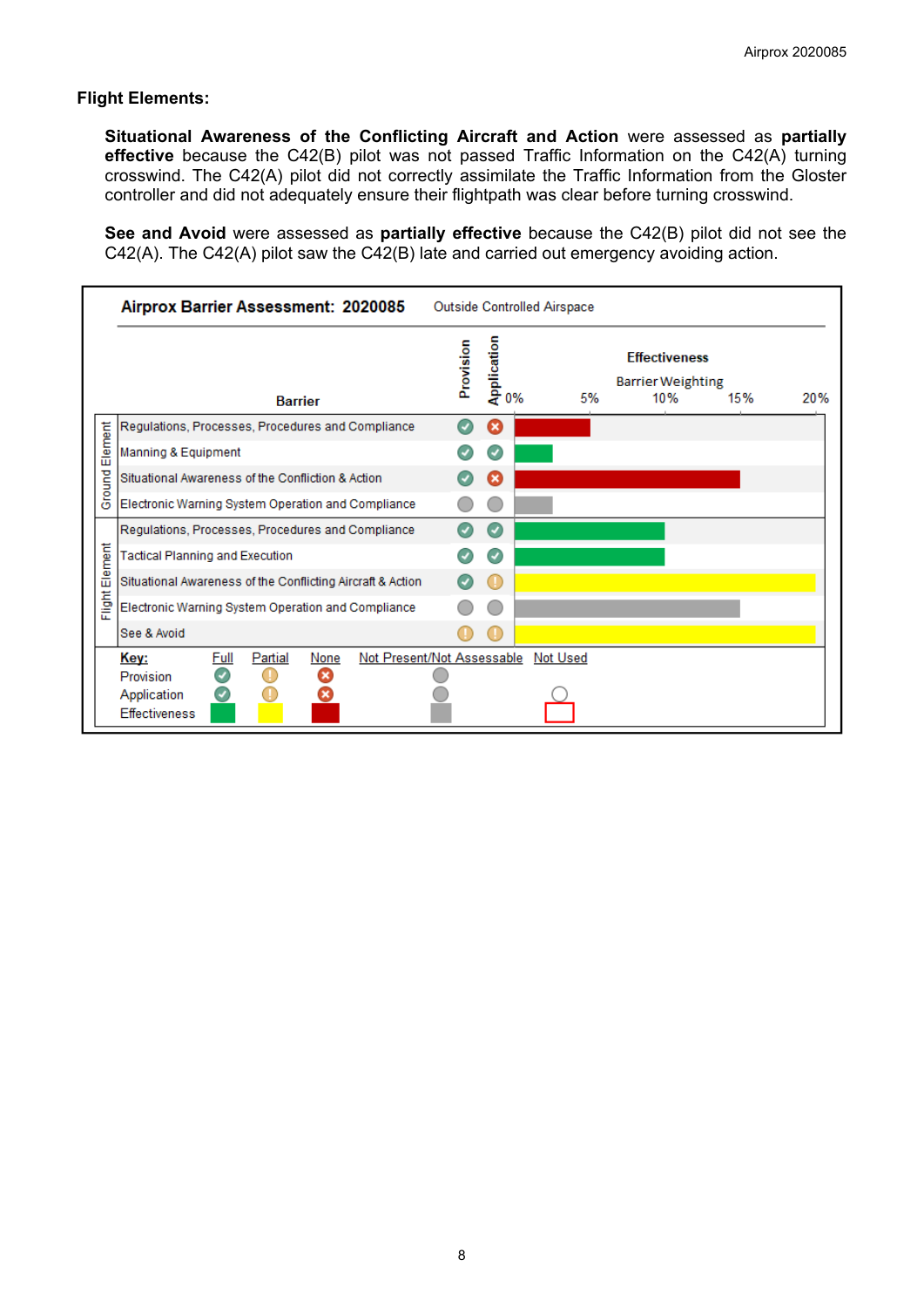**Flight Elements:**

**Situational Awareness of the Conflicting Aircraft and Action** were assessed as **partially effective** because the C42(B) pilot was not passed Traffic Information on the C42(A) turning crosswind. The C42(A) pilot did not correctly assimilate the Traffic Information from the Gloster controller and did not adequately ensure their flightpath was clear before turning crosswind.

**See and Avoid** were assessed as **partially effective** because the C42(B) pilot did not see the C42(A). The C42(A) pilot saw the C42(B) late and carried out emergency avoiding action.

Airprox Barrier Assessment: 2020085

Outside Controlled Airspace

Barrier

Provision

Application

Effectiveness

Barrier Weighting

0% 5% 10% 15% 20%

Ground Element

Regulations, Processes, Procedures and Compliance

Manning & Equipment

Situational Awareness of the Confliction & Action

Electronic Warning System Operation and Compliance

Flight Element

Regulations, Processes, Procedures and Compliance

Tactical Planning and Execution

Situational Awareness of the Conflicting Aircraft & Action

Electronic Warning System Operation and Compliance

See & Avoid

Key: Full Partial None Not Present/Not Assessable Not Used

Provision

Application

Effectiveness